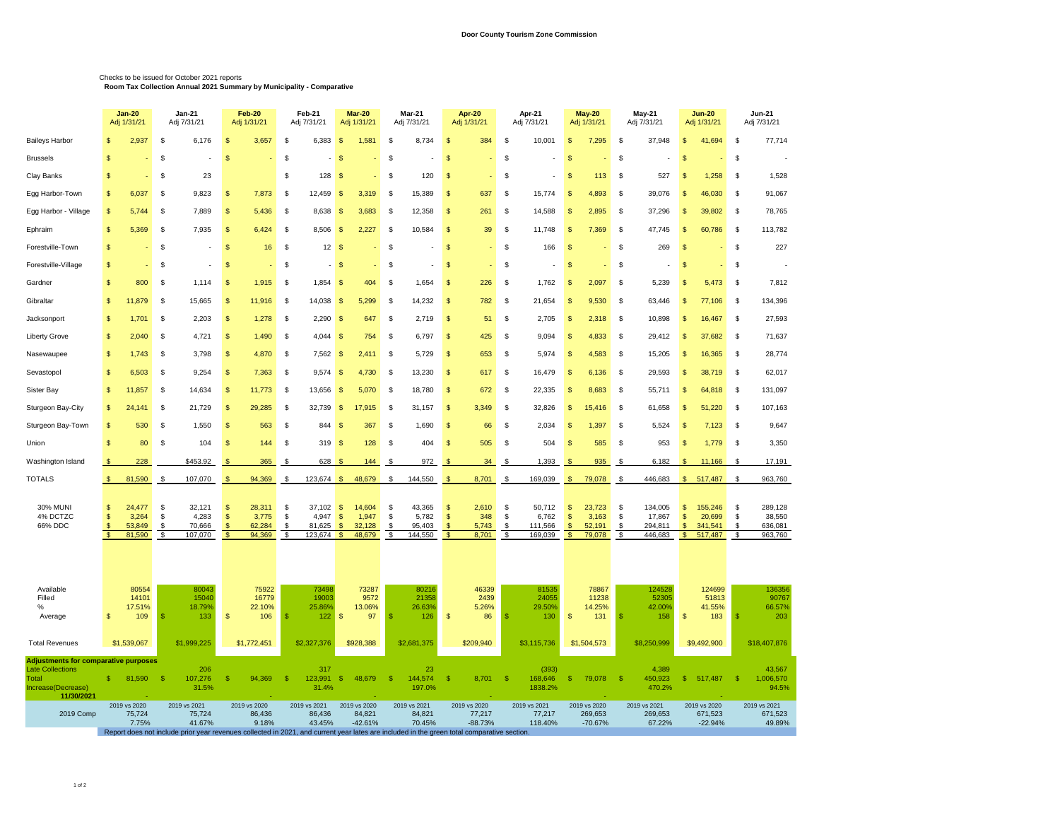**Door County Tourism Zone Commission**

Checks to be issued for October 2021 reports

**Room Tax Collection Annual 2021 Summary by Municipality - Comparative**

| | Jan-20 Adj 1/31/21 | Jan-21 Adj 7/31/21 | Feb-20 Adj 1/31/21 | Feb-21 Adj 7/31/21 | Mar-20 Adj 1/31/21 | Mar-21 Adj 7/31/21 | Apr-20 Adj 1/31/21 | Apr-21 Adj 7/31/21 | May-20 Adj 1/31/21 | May-21 Adj 7/31/21 | Jun-20 Adj 1/31/21 | Jun-21 Adj 7/31/21 |
|---|---|---|---|---|---|---|---|---|---|---|---|---|
| Baileys Harbor | $ 2,937 | $ 6,176 | $ 3,657 | $ 6,383 | $ 1,581 | $ 8,734 | $ 384 | $ 10,001 | $ 7,295 | $ 37,948 | $ 41,694 | $ 77,714 |
| Brussels | $ - | $ - | $ - | $ - | $ - | $ - | $ - | $ - | $ - | $ - | $ - | $ - |
| Clay Banks | $ - | $ 23 | | $ 128 | $ - | $ 120 | $ - | $ - | $ 113 | $ 527 | $ 1,258 | $ 1,528 |
| Egg Harbor-Town | $ 6,037 | $ 9,823 | $ 7,873 | $ 12,459 | $ 3,319 | $ 15,389 | $ 637 | $ 15,774 | $ 4,893 | $ 39,076 | $ 46,030 | $ 91,067 |
| Egg Harbor - Village | $ 5,744 | $ 7,889 | $ 5,436 | $ 8,638 | $ 3,683 | $ 12,358 | $ 261 | $ 14,588 | $ 2,895 | $ 37,296 | $ 39,802 | $ 78,765 |
| Ephraim | $ 5,369 | $ 7,935 | $ 6,424 | $ 8,506 | $ 2,227 | $ 10,584 | $ 39 | $ 11,748 | $ 7,369 | $ 47,745 | $ 60,786 | $ 113,782 |
| Forestville-Town | $ - | $ - | $ 16 | $ 12 | $ - | $ - | $ - | $ 166 | $ - | $ 269 | $ - | $ 227 |
| Forestville-Village | $ - | $ - | $ - | $ - | $ - | $ - | $ - | $ - | $ - | $ - | $ - | $ - |
| Gardner | $ 800 | $ 1,114 | $ 1,915 | $ 1,854 | $ 404 | $ 1,654 | $ 226 | $ 1,762 | $ 2,097 | $ 5,239 | $ 5,473 | $ 7,812 |
| Gibraltar | $ 11,879 | $ 15,665 | $ 11,916 | $ 14,038 | $ 5,299 | $ 14,232 | $ 782 | $ 21,654 | $ 9,530 | $ 63,446 | $ 77,106 | $ 134,396 |
| Jacksonport | $ 1,701 | $ 2,203 | $ 1,278 | $ 2,290 | $ 647 | $ 2,719 | $ 51 | $ 2,705 | $ 2,318 | $ 10,898 | $ 16,467 | $ 27,593 |
| Liberty Grove | $ 2,040 | $ 4,721 | $ 1,490 | $ 4,044 | $ 754 | $ 6,797 | $ 425 | $ 9,094 | $ 4,833 | $ 29,412 | $ 37,682 | $ 71,637 |
| Nasewaupee | $ 1,743 | $ 3,798 | $ 4,870 | $ 7,562 | $ 2,411 | $ 5,729 | $ 653 | $ 5,974 | $ 4,583 | $ 15,205 | $ 16,365 | $ 28,774 |
| Sevastopol | $ 6,503 | $ 9,254 | $ 7,363 | $ 9,574 | $ 4,730 | $ 13,230 | $ 617 | $ 16,479 | $ 6,136 | $ 29,593 | $ 38,719 | $ 62,017 |
| Sister Bay | $ 11,857 | $ 14,634 | $ 11,773 | $ 13,656 | $ 5,070 | $ 18,780 | $ 672 | $ 22,335 | $ 8,683 | $ 55,711 | $ 64,818 | $ 131,097 |
| Sturgeon Bay-City | $ 24,141 | $ 21,729 | $ 29,285 | $ 32,739 | $ 17,915 | $ 31,157 | $ 3,349 | $ 32,826 | $ 15,416 | $ 61,658 | $ 51,220 | $ 107,163 |
| Sturgeon Bay-Town | $ 530 | $ 1,550 | $ 563 | $ 844 | $ 367 | $ 1,690 | $ 66 | $ 2,034 | $ 1,397 | $ 5,524 | $ 7,123 | $ 9,647 |
| Union | $ 80 | $ 104 | $ 144 | $ 319 | $ 128 | $ 404 | $ 505 | $ 504 | $ 585 | $ 953 | $ 1,779 | $ 3,350 |
| Washington Island | $ 228 | $453.92 | $ 365 | $ 628 | $ 144 | $ 972 | $ 34 | $ 1,393 | $ 935 | $ 6,182 | $ 11,166 | $ 17,191 |
| TOTALS | $ 81,590 | $ 107,070 | $ 94,369 | $ 123,674 | $ 48,679 | $ 144,550 | $ 8,701 | $ 169,039 | $ 79,078 | $ 446,683 | $ 517,487 | $ 963,760 |
| 30% MUNI | $ 24,477 | $ 32,121 | $ 28,311 | $ 37,102 | $ 14,604 | $ 43,365 | $ 2,610 | $ 50,712 | $ 23,723 | $ 134,005 | $ 155,246 | $ 289,128 |
| 4% DCTZC | $ 3,264 | $ 4,283 | $ 3,775 | $ 4,947 | $ 1,947 | $ 5,782 | $ 348 | $ 6,762 | $ 3,163 | $ 17,867 | $ 20,699 | $ 38,550 |
| 66% DDC | $ 53,849 | $ 70,666 | $ 62,284 | $ 81,625 | $ 32,128 | $ 95,403 | $ 5,743 | $ 111,566 | $ 52,191 | $ 294,811 | $ 341,541 | $ 636,081 |
| | $ 81,590 | $ 107,070 | $ 94,369 | $ 123,674 | $ 48,679 | $ 144,550 | $ 8,701 | $ 169,039 | $ 79,078 | $ 446,683 | $ 517,487 | $ 963,760 |
| Available | 80554 | 80043 | 75922 | 73498 | 73287 | 80216 | 46339 | 81535 | 78867 | 124528 | 124699 | 136356 |
| Filled | 14101 | 15040 | 16779 | 19003 | 9572 | 21358 | 2439 | 24055 | 11238 | 52305 | 51813 | 90767 |
| % | 17.51% | 18.79% | 22.10% | 25.86% | 13.06% | 26.63% | 5.26% | 29.50% | 14.25% | 42.00% | 41.55% | 66.57% |
| Average | $ 109 | $ 133 | $ 106 | $ 122 | $ 97 | $ 126 | $ 86 | $ 130 | $ 131 | $ 158 | $ 183 | $ 203 |
| Total Revenues | $1,539,067 | $1,999,225 | $1,772,451 | $2,327,376 | $928,388 | $2,681,375 | $209,940 | $3,115,736 | $1,504,573 | $8,250,999 | $9,492,900 | $18,407,876 |
| **Adjustments for comparative purposes** | | | | | | | | | | | | |
| Late Collections | | 206 | | 317 | | 23 | | (393) | | 4,389 | | 43,567 |
| Total | $ 81,590 | $ 107,276 | $ 94,369 | $ 123,991 | $ 48,679 | $ 144,574 | $ 8,701 | $ 168,646 | $ 79,078 | $ 450,923 | $ 517,487 | $ 1,006,570 |
| Increase(Decrease) | | 31.5% | | 31.4% | | 197.0% | | 1838.2% | | 470.2% | | 94.5% |
| 11/30/2021 | - | | - | | - | | - | | - | | - | |
| 2019 Comp | 2019 vs 2020 | 2019 vs 2021 | 2019 vs 2020 | 2019 vs 2021 | 2019 vs 2020 | 2019 vs 2021 | 2019 vs 2020 | 2019 vs 2021 | 2019 vs 2020 | 2019 vs 2021 | 2019 vs 2020 | 2019 vs 2021 |
| | 75,724 | 75,724 | 86,436 | 86,436 | 84,821 | 84,821 | 77,217 | 77,217 | 269,653 | 269,653 | 671,523 | 671,523 |
| | 7.75% | 41.67% | 9.18% | 43.45% | -42.61% | 70.45% | -88.73% | 118.40% | -70.67% | 67.22% | -22.94% | 49.89% |

Report does not include prior year revenues collected in 2021, and current year lates are included in the green total comparative section.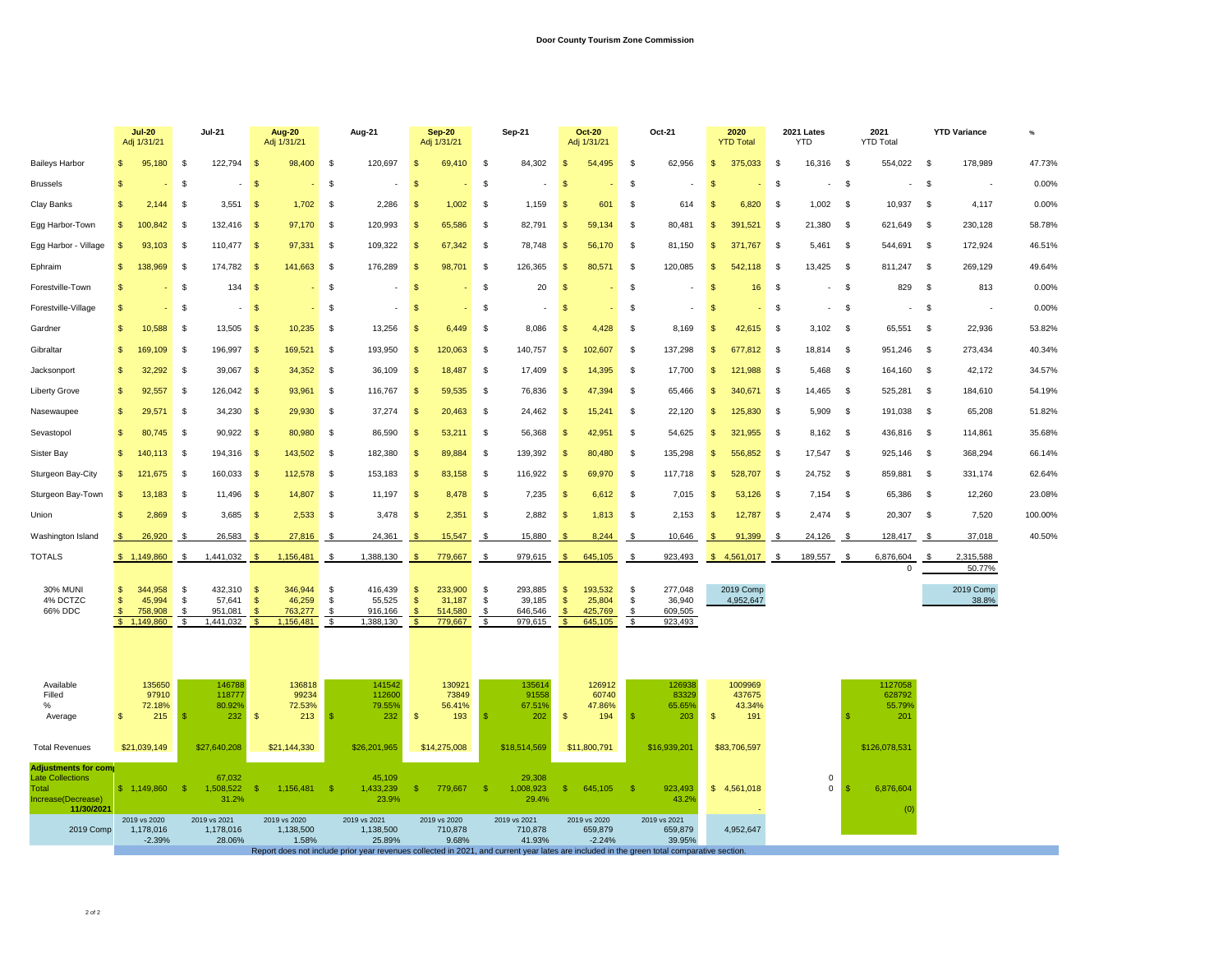**Door County Tourism Zone Commission**

| | Jul-20 Adj 1/31/21 | Jul-21 | Aug-20 Adj 1/31/21 | Aug-21 | Sep-20 Adj 1/31/21 | Sep-21 | Oct-20 Adj 1/31/21 | Oct-21 | 2020 YTD Total | 2021 Lates YTD | 2021 YTD Total | YTD Variance | % |
|---|---|---|---|---|---|---|---|---|---|---|---|---|---|
| Baileys Harbor | $ 95,180 | $ 122,794 | $ 98,400 | $ 120,697 | $ 69,410 | $ 84,302 | $ 54,495 | $ 62,956 | $ 375,033 | $ 16,316 | $ 554,022 | $ 178,989 | 47.73% |
| Brussels | $ - | $ - | $ - | $ - | $ - | $ - | $ - | $ - | $ - | $ - | $ - | $ - | 0.00% |
| Clay Banks | $ 2,144 | $ 3,551 | $ 1,702 | $ 2,286 | $ 1,002 | $ 1,159 | $ 601 | $ 614 | $ 6,820 | $ 1,002 | $ 10,937 | $ 4,117 | 0.00% |
| Egg Harbor-Town | $ 100,842 | $ 132,416 | $ 97,170 | $ 120,993 | $ 65,586 | $ 82,791 | $ 59,134 | $ 80,481 | $ 391,521 | $ 21,380 | $ 621,649 | $ 230,128 | 58.78% |
| Egg Harbor - Village | $ 93,103 | $ 110,477 | $ 97,331 | $ 109,322 | $ 67,342 | $ 78,748 | $ 56,170 | $ 81,150 | $ 371,767 | $ 5,461 | $ 544,691 | $ 172,924 | 46.51% |
| Ephraim | $ 138,969 | $ 174,782 | $ 141,663 | $ 176,289 | $ 98,701 | $ 126,365 | $ 80,571 | $ 120,085 | $ 542,118 | $ 13,425 | $ 811,247 | $ 269,129 | 49.64% |
| Forestville-Town | $ - | $ 134 | $ - | $ - | $ - | $ 20 | $ - | $ - | $ 16 | $ - | $ 829 | $ 813 | 0.00% |
| Forestville-Village | $ - | $ - | $ - | $ - | $ - | $ - | $ - | $ - | $ - | $ - | $ - | $ - | 0.00% |
| Gardner | $ 10,588 | $ 13,505 | $ 10,235 | $ 13,256 | $ 6,449 | $ 8,086 | $ 4,428 | $ 8,169 | $ 42,615 | $ 3,102 | $ 65,551 | $ 22,936 | 53.82% |
| Gibraltar | $ 169,109 | $ 196,997 | $ 169,521 | $ 193,950 | $ 120,063 | $ 140,757 | $ 102,607 | $ 137,298 | $ 677,812 | $ 18,814 | $ 951,246 | $ 273,434 | 40.34% |
| Jacksonport | $ 32,292 | $ 39,067 | $ 34,352 | $ 36,109 | $ 18,487 | $ 17,409 | $ 14,395 | $ 17,700 | $ 121,988 | $ 5,468 | $ 164,160 | $ 42,172 | 34.57% |
| Liberty Grove | $ 92,557 | $ 126,042 | $ 93,961 | $ 116,767 | $ 59,535 | $ 76,836 | $ 47,394 | $ 65,466 | $ 340,671 | $ 14,465 | $ 525,281 | $ 184,610 | 54.19% |
| Nasewaupee | $ 29,571 | $ 34,230 | $ 29,930 | $ 37,274 | $ 20,463 | $ 24,462 | $ 15,241 | $ 22,120 | $ 125,830 | $ 5,909 | $ 191,038 | $ 65,208 | 51.82% |
| Sevastopol | $ 80,745 | $ 90,922 | $ 80,980 | $ 86,590 | $ 53,211 | $ 56,368 | $ 42,951 | $ 54,625 | $ 321,955 | $ 8,162 | $ 436,816 | $ 114,861 | 35.68% |
| Sister Bay | $ 140,113 | $ 194,316 | $ 143,502 | $ 182,380 | $ 89,884 | $ 139,392 | $ 80,480 | $ 135,298 | $ 556,852 | $ 17,547 | $ 925,146 | $ 368,294 | 66.14% |
| Sturgeon Bay-City | $ 121,675 | $ 160,033 | $ 112,578 | $ 153,183 | $ 83,158 | $ 116,922 | $ 69,970 | $ 117,718 | $ 528,707 | $ 24,752 | $ 859,881 | $ 331,174 | 62.64% |
| Sturgeon Bay-Town | $ 13,183 | $ 11,496 | $ 14,807 | $ 11,197 | $ 8,478 | $ 7,235 | $ 6,612 | $ 7,015 | $ 53,126 | $ 7,154 | $ 65,386 | $ 12,260 | 23.08% |
| Union | $ 2,869 | $ 3,685 | $ 2,533 | $ 3,478 | $ 2,351 | $ 2,882 | $ 1,813 | $ 2,153 | $ 12,787 | $ 2,474 | $ 20,307 | $ 7,520 | 100.00% |
| Washington Island | $ 26,920 | $ 26,583 | $ 27,816 | $ 24,361 | $ 15,547 | $ 15,880 | $ 8,244 | $ 10,646 | $ 91,399 | $ 24,126 | $ 128,417 | $ 37,018 | 40.50% |
| TOTALS | $ 1,149,860 | $ 1,441,032 | $ 1,156,481 | $ 1,388,130 | $ 779,667 | $ 979,615 | $ 645,105 | $ 923,493 | $ 4,561,017 | $ 189,557 | $ 6,876,604 | $ 2,315,588 | |
| | | | | | | | | | | | 0 | 50.77% | |
| 30% MUNI | $ 344,958 | $ 432,310 | $ 346,944 | $ 416,439 | $ 233,900 | $ 293,885 | $ 193,532 | $ 277,048 | 2019 Comp | | | 2019 Comp | |
| 4% DCTZC | $ 45,994 | $ 57,641 | $ 46,259 | $ 55,525 | $ 31,187 | $ 39,185 | $ 25,804 | $ 36,940 | 4,952,647 | | | 38.8% | |
| 66% DDC | $ 758,908 | $ 951,081 | $ 763,277 | $ 916,166 | $ 514,580 | $ 646,546 | $ 425,769 | $ 609,505 | | | | | |
| | $ 1,149,860 | $ 1,441,032 | $ 1,156,481 | $ 1,388,130 | $ 779,667 | $ 979,615 | $ 645,105 | $ 923,493 | | | | | |
| Available | 135650 | 146788 | 136818 | 141542 | 130921 | 135614 | 126912 | 126938 | 1009969 | | 1127058 | | |
| Filled | 97910 | 118777 | 99234 | 112600 | 73849 | 91558 | 60740 | 83329 | 437675 | | 628792 | | |
| % | 72.18% | 80.92% | 72.53% | 79.55% | 56.41% | 67.51% | 47.86% | 65.65% | 43.34% | | 55.79% | | |
| Average | $ 215 | $ 232 | $ 213 | $ 232 | $ 193 | $ 202 | $ 194 | $ 203 | $ 191 | | $ 201 | | |
| Total Revenues | $21,039,149 | $27,640,208 | $21,144,330 | $26,201,965 | $14,275,008 | $18,514,569 | $11,800,791 | $16,939,201 | $83,706,597 | | $126,078,531 | | |
| Adjustments for comp | | | | | | | | | | | | | |
| Late Collections | | 67,032 | | 45,109 | | 29,308 | | | | 0 | | | |
| Total | $ 1,149,860 | $ 1,508,522 | $ 1,156,481 | $ 1,433,239 | $ 779,667 | $ 1,008,923 | $ 645,105 | $ 923,493 | $ 4,561,018 | 0 | $ 6,876,604 | | |
| Increase(Decrease) | | 31.2% | | 23.9% | | 29.4% | | 43.2% | | | | | |
| 11/30/2021 | | | | | | | | | - | | (0) | | |
| 2019 Comp | 2019 vs 2020 | 2019 vs 2021 | 2019 vs 2020 | 2019 vs 2021 | 2019 vs 2020 | 2019 vs 2021 | 2019 vs 2020 | 2019 vs 2021 | | | | | |
| | 1,178,016 | 1,178,016 | 1,138,500 | 1,138,500 | 710,878 | 710,878 | 659,879 | 659,879 | 4,952,647 | | | | |
| | -2.39% | 28.06% | 1.58% | 25.89% | 9.68% | 41.93% | -2.24% | 39.95% | | | | | |

Report does not include prior year revenues collected in 2021, and current year lates are included in the green total comparative section.